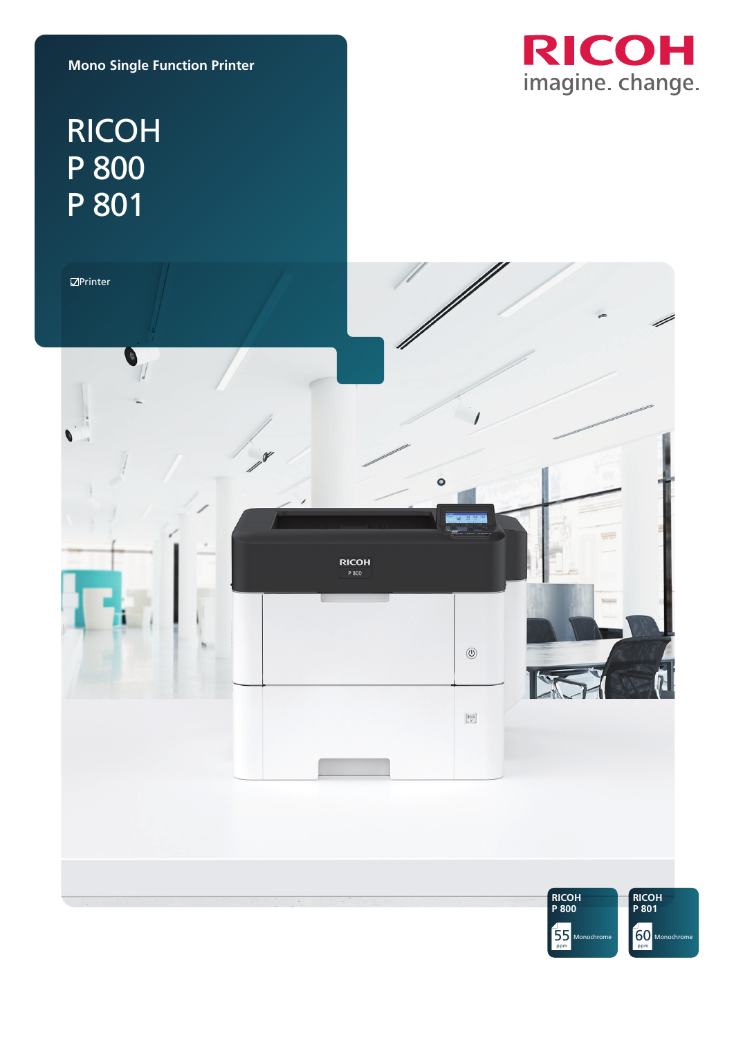Mono Single Function Printer

# RICOH P 800 P 801

☑Printer

RICOH
imagine. change.

RICOH P 800 — 55 ppm Monochrome

RICOH P 801 — 60 ppm Monochrome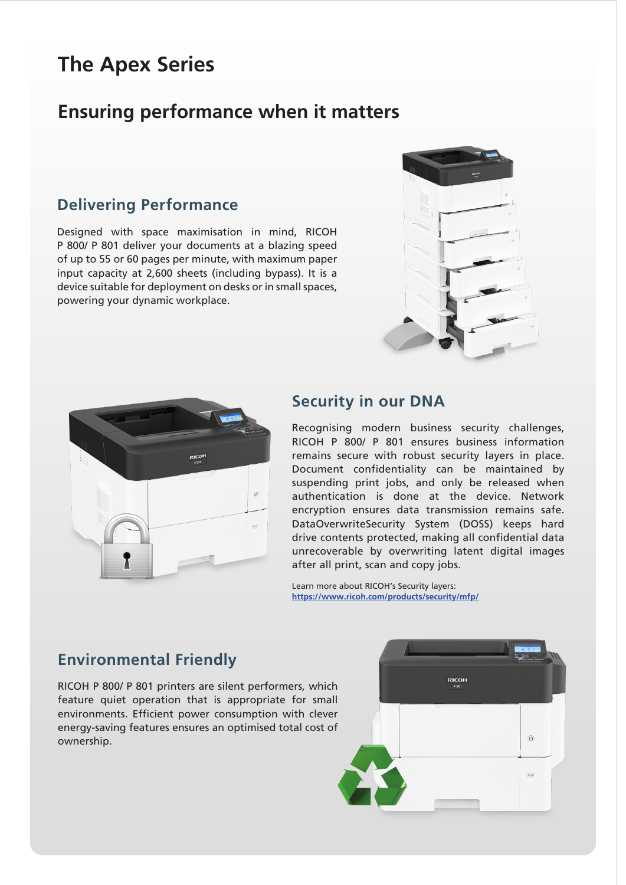# The Apex Series

## Ensuring performance when it matters

### Delivering Performance

Designed with space maximisation in mind, RICOH P 800/ P 801 deliver your documents at a blazing speed of up to 55 or 60 pages per minute, with maximum paper input capacity at 2,600 sheets (including bypass). It is a device suitable for deployment on desks or in small spaces, powering your dynamic workplace.

### Security in our DNA

Recognising modern business security challenges, RICOH P 800/ P 801 ensures business information remains secure with robust security layers in place. Document confidentiality can be maintained by suspending print jobs, and only be released when authentication is done at the device. Network encryption ensures data transmission remains safe. DataOverwriteSecurity System (DOSS) keeps hard drive contents protected, making all confidential data unrecoverable by overwriting latent digital images after all print, scan and copy jobs.

Learn more about RICOH's Security layers:
[https://www.ricoh.com/products/security/mfp/](https://www.ricoh.com/products/security/mfp/)

### Environmental Friendly

RICOH P 800/ P 801 printers are silent performers, which feature quiet operation that is appropriate for small environments. Efficient power consumption with clever energy-saving features ensures an optimised total cost of ownership.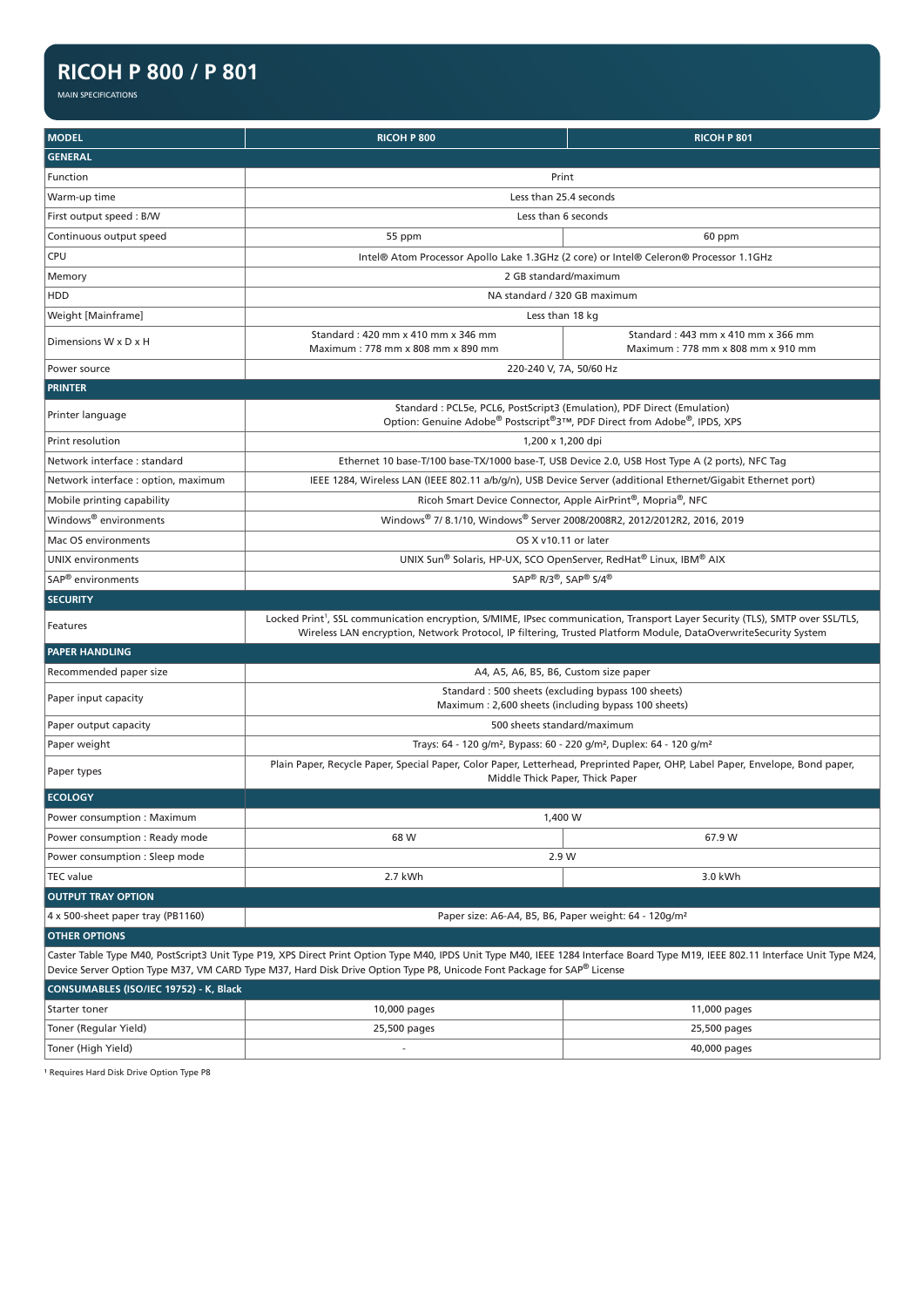# RICOH P 800 / P 801

MAIN SPECIFICATIONS

| MODEL | RICOH P 800 | RICOH P 801 |
|---|---|---|
| **GENERAL** | | |
| Function | Print | |
| Warm-up time | Less than 25.4 seconds | |
| First output speed : B/W | Less than 6 seconds | |
| Continuous output speed | 55 ppm | 60 ppm |
| CPU | Intel® Atom Processor Apollo Lake 1.3GHz (2 core) or Intel® Celeron® Processor 1.1GHz | |
| Memory | 2 GB standard/maximum | |
| HDD | NA standard / 320 GB maximum | |
| Weight [Mainframe] | Less than 18 kg | |
| Dimensions W x D x H | Standard : 420 mm x 410 mm x 346 mm<br>Maximum : 778 mm x 808 mm x 890 mm | Standard : 443 mm x 410 mm x 366 mm<br>Maximum : 778 mm x 808 mm x 910 mm |
| Power source | 220-240 V, 7A, 50/60 Hz | |
| **PRINTER** | | |
| Printer language | Standard : PCL5e, PCL6, PostScript3 (Emulation), PDF Direct (Emulation)<br>Option: Genuine Adobe® Postscript®3™, PDF Direct from Adobe®, IPDS, XPS | |
| Print resolution | 1,200 x 1,200 dpi | |
| Network interface : standard | Ethernet 10 base-T/100 base-TX/1000 base-T, USB Device 2.0, USB Host Type A (2 ports), NFC Tag | |
| Network interface : option, maximum | IEEE 1284, Wireless LAN (IEEE 802.11 a/b/g/n), USB Device Server (additional Ethernet/Gigabit Ethernet port) | |
| Mobile printing capability | Ricoh Smart Device Connector, Apple AirPrint®, Mopria®, NFC | |
| Windows® environments | Windows® 7/ 8.1/10, Windows® Server 2008/2008R2, 2012/2012R2, 2016, 2019 | |
| Mac OS environments | OS X v10.11 or later | |
| UNIX environments | UNIX Sun® Solaris, HP-UX, SCO OpenServer, RedHat® Linux, IBM® AIX | |
| SAP® environments | SAP® R/3®, SAP® S/4® | |
| **SECURITY** | | |
| Features | Locked Print[1], SSL communication encryption, S/MIME, IPsec communication, Transport Layer Security (TLS), SMTP over SSL/TLS, Wireless LAN encryption, Network Protocol, IP filtering, Trusted Platform Module, DataOverwriteSecurity System | |
| **PAPER HANDLING** | | |
| Recommended paper size | A4, A5, A6, B5, B6, Custom size paper | |
| Paper input capacity | Standard : 500 sheets (excluding bypass 100 sheets)<br>Maximum : 2,600 sheets (including bypass 100 sheets) | |
| Paper output capacity | 500 sheets standard/maximum | |
| Paper weight | Trays: 64 - 120 g/m², Bypass: 60 - 220 g/m², Duplex: 64 - 120 g/m² | |
| Paper types | Plain Paper, Recycle Paper, Special Paper, Color Paper, Letterhead, Preprinted Paper, OHP, Label Paper, Envelope, Bond paper, Middle Thick Paper, Thick Paper | |
| **ECOLOGY** | | |
| Power consumption : Maximum | 1,400 W | |
| Power consumption : Ready mode | 68 W | 67.9 W |
| Power consumption : Sleep mode | 2.9 W | |
| TEC value | 2.7 kWh | 3.0 kWh |
| **OUTPUT TRAY OPTION** | | |
| 4 x 500-sheet paper tray (PB1160) | Paper size: A6-A4, B5, B6, Paper weight: 64 - 120g/m² | |
| **OTHER OPTIONS** | | |
| Caster Table Type M40, PostScript3 Unit Type P19, XPS Direct Print Option Type M40, IPDS Unit Type M40, IEEE 1284 Interface Board Type M19, IEEE 802.11 Interface Unit Type M24, Device Server Option Type M37, VM CARD Type M37, Hard Disk Drive Option Type P8, Unicode Font Package for SAP® License | | |
| **CONSUMABLES (ISO/IEC 19752) - K, Black** | | |
| Starter toner | 10,000 pages | 11,000 pages |
| Toner (Regular Yield) | 25,500 pages | 25,500 pages |
| Toner (High Yield) | - | 40,000 pages |

[1] Requires Hard Disk Drive Option Type P8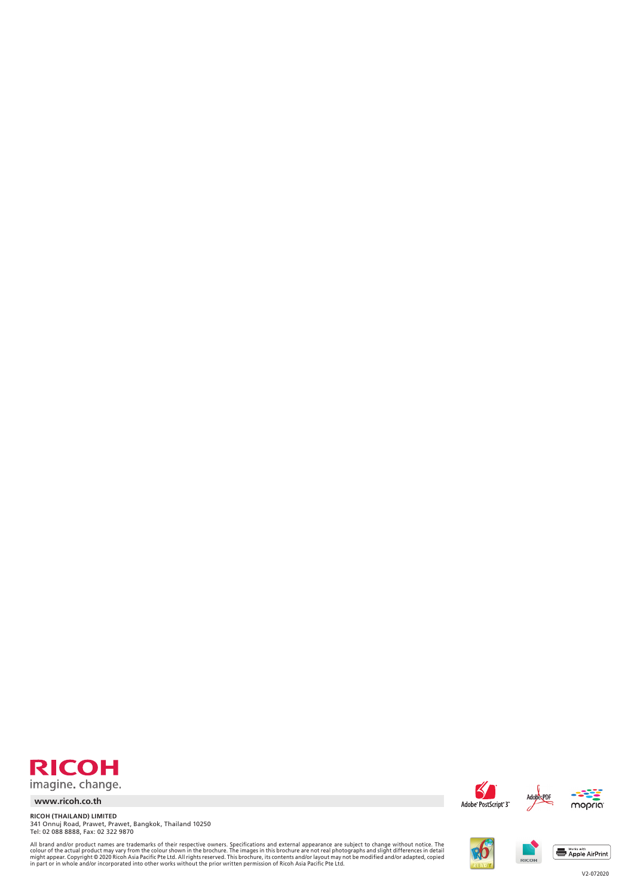**RICOH**

imagine. change.

www.ricoh.co.th

**RICOH (THAILAND) LIMITED**
341 Onnuj Road, Prawet, Prawet, Bangkok, Thailand 10250
Tel: 02 088 8888, Fax: 02 322 9870

All brand and/or product names are trademarks of their respective owners. Specifications and external appearance are subject to change without notice. The colour of the actual product may vary from the colour shown in the brochure. The images in this brochure are not real photographs and slight differences in detail might appear. Copyright © 2020 Ricoh Asia Pacific Pte Ltd. All rights reserved. This brochure, its contents and/or layout may not be modified and/or adapted, copied in part or in whole and/or incorporated into other works without the prior written permission of Ricoh Asia Pacific Pte Ltd.

Adobe® PostScript® 3™

Adobe PDF

mopria

Works with Apple AirPrint

V2-072020